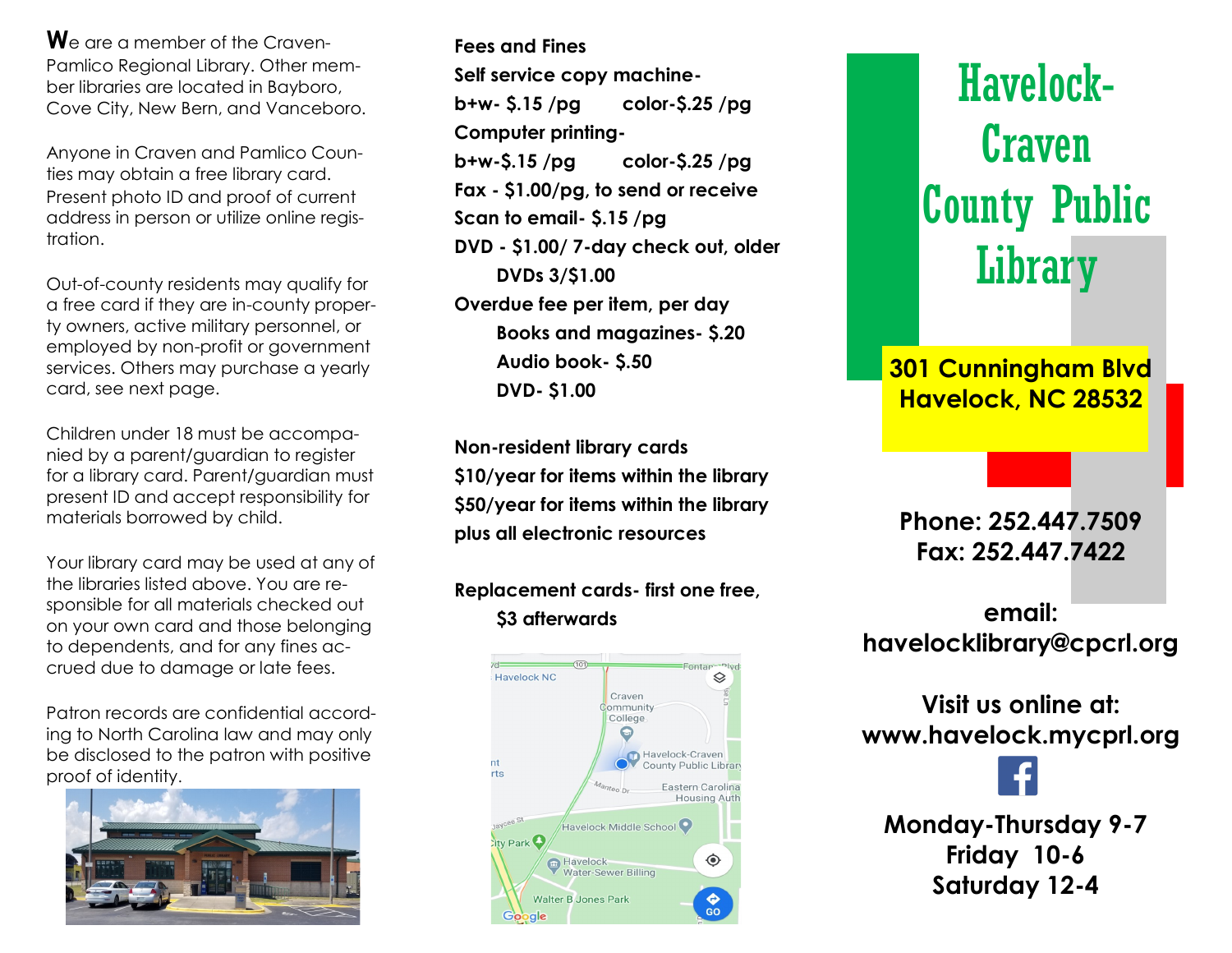We are a member of the Craven-Pamlico Regional Library. Other member libraries are located in Bayboro, Cove City, New Bern, and Vanceboro.

Anyone in Craven and Pamlico Counties may obtain a free library card. Present photo ID and proof of current address in person or utilize online registration.

Out-of-county residents may qualify for a free card if they are in-county property owners, active military personnel, or employed by non-profit or government services. Others may purchase a yearly card, see next page.

Children under 18 must be accompanied by a parent/guardian to register for a library card. Parent/guardian must present ID and accept responsibility for materials borrowed by child.

Your library card may be used at any of the libraries listed above. You are responsible for all materials checked out on your own card and those belonging to dependents, and for any fines accrued due to damage or late fees.

Patron records are confidential according to North Carolina law and may only be disclosed to the patron with positive proof of identity.

**Fees and Fines**

**Self service copy machine-**
**b+w- $.15 /pg color-$.25 /pg**

**Computer printing-**
**b+w-$.15 /pg color-$.25 /pg**

**Fax - $1.00/pg, to send or receive**

**Scan to email- $.15 /pg**

**DVD - $1.00/ 7-day check out, older DVDs 3/$1.00**

**Overdue fee per item, per day**
- **Books and magazines- $.20**
- **Audio book- $.50**
- **DVD- $1.00**

**Non-resident library cards**
**$10/year for items within the library**
**$50/year for items within the library plus all electronic resources**

**Replacement cards- first one free, $3 afterwards**

# Havelock-Craven County Public Library

**301 Cunningham Blvd**
**Havelock, NC 28532**

**Phone: 252.447.7509**
**Fax: 252.447.7422**

**email:**
**havelocklibrary@cpcrl.org**

**Visit us online at:**
**www.havelock.mycprl.org**

**Monday-Thursday 9-7**
**Friday 10-6**
**Saturday 12-4**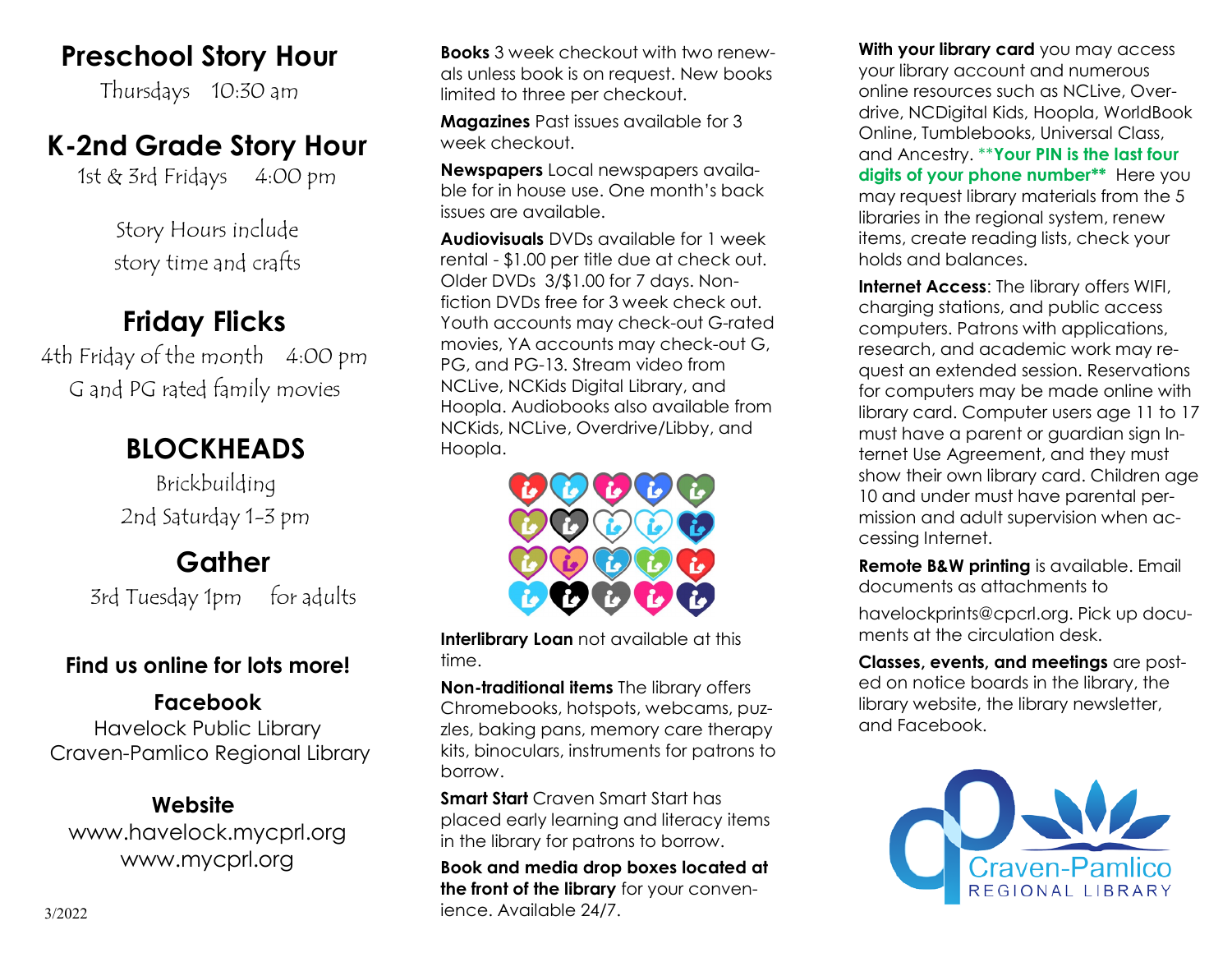## Preschool Story Hour

Thursdays 10:30 am

## K-2nd Grade Story Hour

1st & 3rd Fridays 4:00 pm

Story Hours include story time and crafts

## Friday Flicks

4th Friday of the month 4:00 pm

G and PG rated family movies

## BLOCKHEADS

Brickbuilding

2nd Saturday 1-3 pm

## Gather

3rd Tuesday 1pm for adults

### Find us online for lots more!

**Facebook**

Havelock Public Library

Craven-Pamlico Regional Library

**Website**

www.havelock.mycprl.org

www.mycprl.org

3/2022

**Books** 3 week checkout with two renewals unless book is on request. New books limited to three per checkout.

**Magazines** Past issues available for 3 week checkout.

**Newspapers** Local newspapers available for in house use. One month's back issues are available.

**Audiovisuals** DVDs available for 1 week rental - $1.00 per title due at check out. Older DVDs 3/$1.00 for 7 days. Non-fiction DVDs free for 3 week check out. Youth accounts may check-out G-rated movies, YA accounts may check-out G, PG, and PG-13. Stream video from NCLive, NCKids Digital Library, and Hoopla. Audiobooks also available from NCKids, NCLive, Overdrive/Libby, and Hoopla.

**Interlibrary Loan** not available at this time.

**Non-traditional items** The library offers Chromebooks, hotspots, webcams, puzzles, baking pans, memory care therapy kits, binoculars, instruments for patrons to borrow.

**Smart Start** Craven Smart Start has placed early learning and literacy items in the library for patrons to borrow.

**Book and media drop boxes located at the front of the library** for your convenience. Available 24/7.

**With your library card** you may access your library account and numerous online resources such as NCLive, Overdrive, NCDigital Kids, Hoopla, WorldBook Online, Tumblebooks, Universal Class, and Ancestry. ****Your PIN is the last four digits of your phone number**** Here you may request library materials from the 5 libraries in the regional system, renew items, create reading lists, check your holds and balances.

**Internet Access**: The library offers WIFI, charging stations, and public access computers. Patrons with applications, research, and academic work may request an extended session. Reservations for computers may be made online with library card. Computer users age 11 to 17 must have a parent or guardian sign Internet Use Agreement, and they must show their own library card. Children age 10 and under must have parental permission and adult supervision when accessing Internet.

**Remote B&W printing** is available. Email documents as attachments to

havelockprints@cpcrl.org. Pick up documents at the circulation desk.

**Classes, events, and meetings** are posted on notice boards in the library, the library website, the library newsletter, and Facebook.

Craven-Pamlico REGIONAL LIBRARY